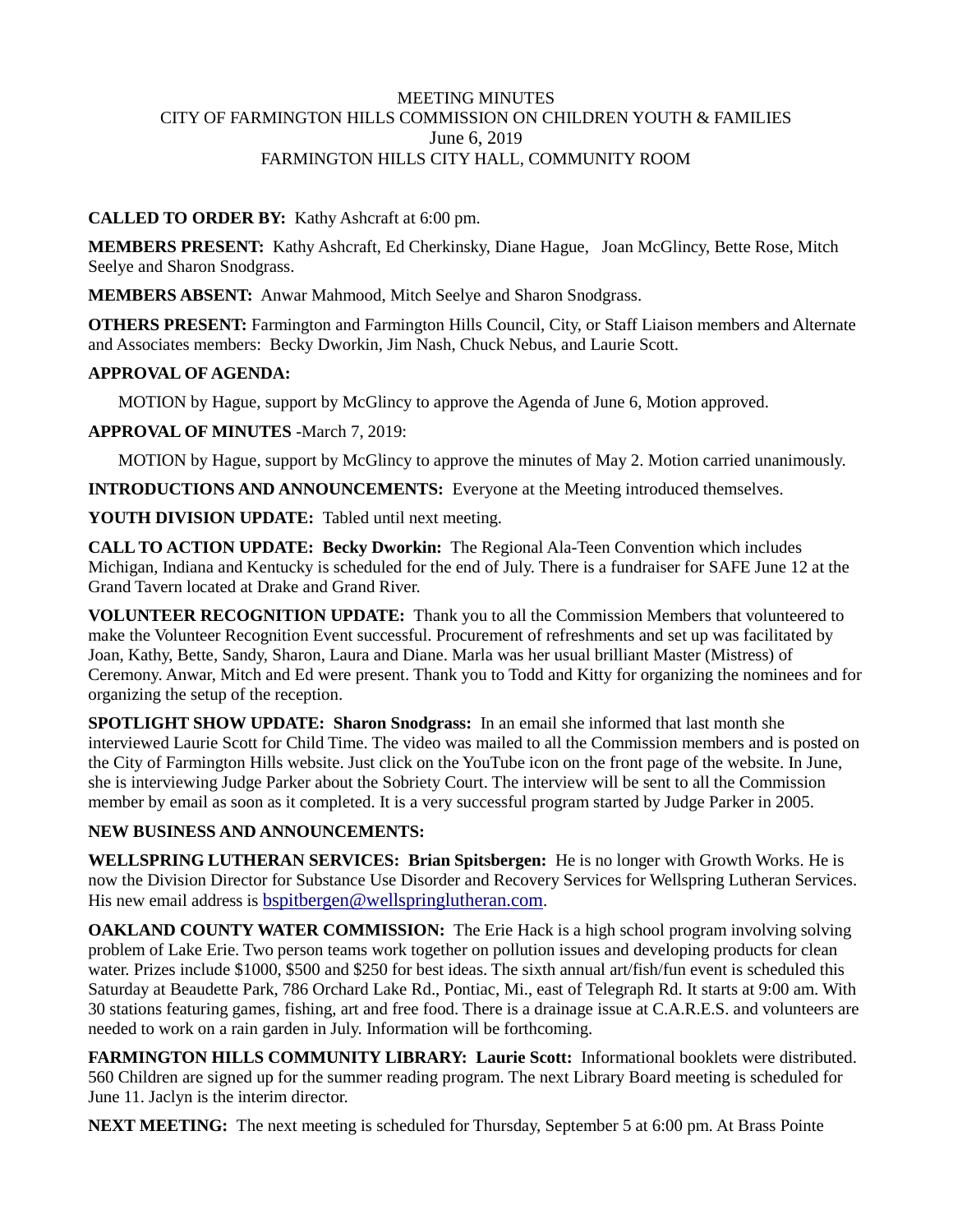MEETING MINUTES
CITY OF FARMINGTON HILLS COMMISSION ON CHILDREN YOUTH & FAMILIES
June 6, 2019
FARMINGTON HILLS CITY HALL, COMMUNITY ROOM

**CALLED TO ORDER BY:** Kathy Ashcraft at 6:00 pm.

**MEMBERS PRESENT:** Kathy Ashcraft, Ed Cherkinsky, Diane Hague, Joan McGlincy, Bette Rose, Mitch Seelye and Sharon Snodgrass.

**MEMBERS ABSENT:** Anwar Mahmood, Mitch Seelye and Sharon Snodgrass.

**OTHERS PRESENT:** Farmington and Farmington Hills Council, City, or Staff Liaison members and Alternate and Associates members: Becky Dworkin, Jim Nash, Chuck Nebus, and Laurie Scott.

**APPROVAL OF AGENDA:**

MOTION by Hague, support by McGlincy to approve the Agenda of June 6, Motion approved.

**APPROVAL OF MINUTES** -March 7, 2019:

MOTION by Hague, support by McGlincy to approve the minutes of May 2. Motion carried unanimously.

**INTRODUCTIONS AND ANNOUNCEMENTS:** Everyone at the Meeting introduced themselves.

**YOUTH DIVISION UPDATE:** Tabled until next meeting.

**CALL TO ACTION UPDATE: Becky Dworkin:** The Regional Ala-Teen Convention which includes Michigan, Indiana and Kentucky is scheduled for the end of July. There is a fundraiser for SAFE June 12 at the Grand Tavern located at Drake and Grand River.

**VOLUNTEER RECOGNITION UPDATE:** Thank you to all the Commission Members that volunteered to make the Volunteer Recognition Event successful. Procurement of refreshments and set up was facilitated by Joan, Kathy, Bette, Sandy, Sharon, Laura and Diane. Marla was her usual brilliant Master (Mistress) of Ceremony. Anwar, Mitch and Ed were present. Thank you to Todd and Kitty for organizing the nominees and for organizing the setup of the reception.

**SPOTLIGHT SHOW UPDATE: Sharon Snodgrass:** In an email she informed that last month she interviewed Laurie Scott for Child Time. The video was mailed to all the Commission members and is posted on the City of Farmington Hills website. Just click on the YouTube icon on the front page of the website. In June, she is interviewing Judge Parker about the Sobriety Court. The interview will be sent to all the Commission member by email as soon as it completed. It is a very successful program started by Judge Parker in 2005.

**NEW BUSINESS AND ANNOUNCEMENTS:**

**WELLSPRING LUTHERAN SERVICES: Brian Spitsbergen:** He is no longer with Growth Works. He is now the Division Director for Substance Use Disorder and Recovery Services for Wellspring Lutheran Services. His new email address is bspitbergen@wellspringlutheran.com.

**OAKLAND COUNTY WATER COMMISSION:** The Erie Hack is a high school program involving solving problem of Lake Erie. Two person teams work together on pollution issues and developing products for clean water. Prizes include \$1000, \$500 and \$250 for best ideas. The sixth annual art/fish/fun event is scheduled this Saturday at Beaudette Park, 786 Orchard Lake Rd., Pontiac, Mi., east of Telegraph Rd. It starts at 9:00 am. With 30 stations featuring games, fishing, art and free food. There is a drainage issue at C.A.R.E.S. and volunteers are needed to work on a rain garden in July. Information will be forthcoming.

**FARMINGTON HILLS COMMUNITY LIBRARY: Laurie Scott:** Informational booklets were distributed. 560 Children are signed up for the summer reading program. The next Library Board meeting is scheduled for June 11. Jaclyn is the interim director.

**NEXT MEETING:** The next meeting is scheduled for Thursday, September 5 at 6:00 pm. At Brass Pointe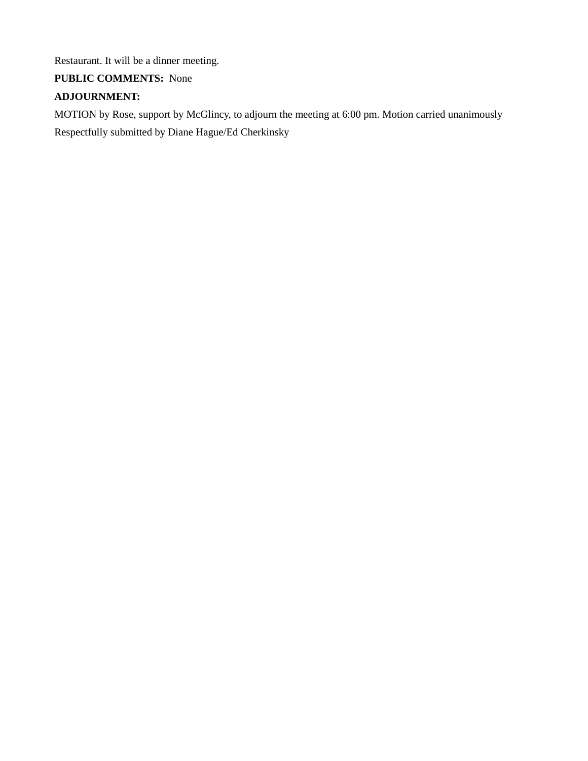Restaurant. It will be a dinner meeting.

**PUBLIC COMMENTS:** None

**ADJOURNMENT:**

MOTION by Rose, support by McGlincy, to adjourn the meeting at 6:00 pm. Motion carried unanimously

Respectfully submitted by Diane Hague/Ed Cherkinsky